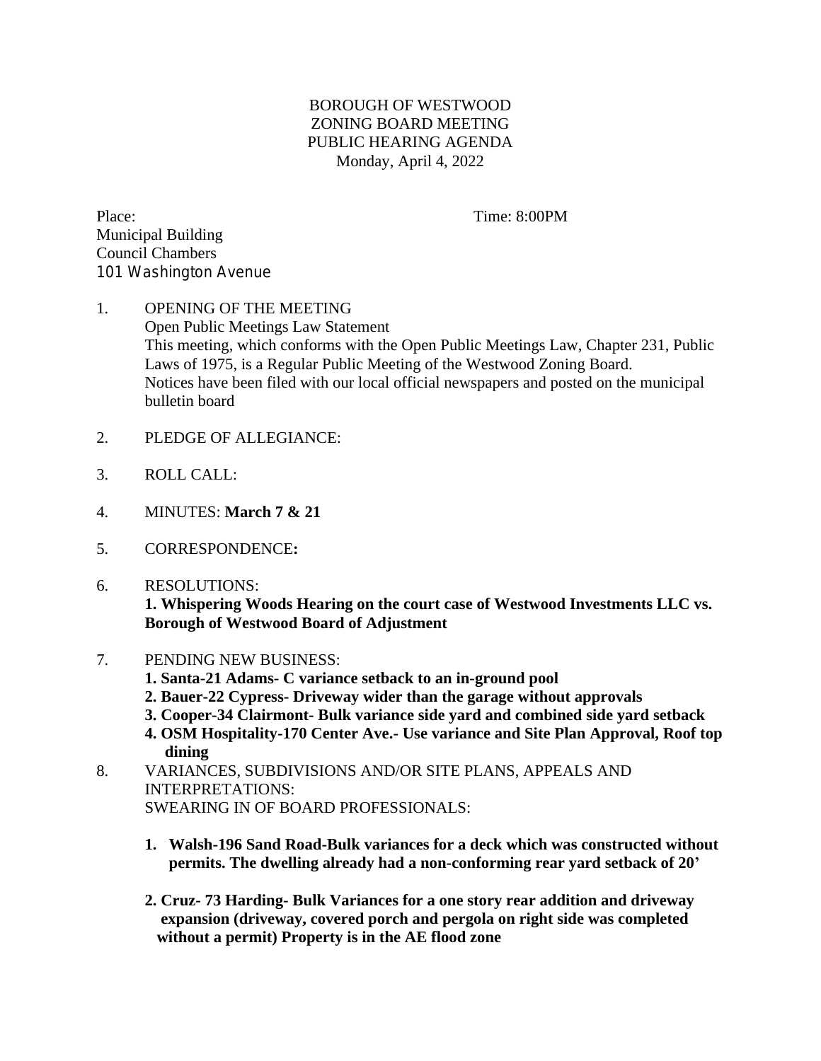BOROUGH OF WESTWOOD
ZONING BOARD MEETING
PUBLIC HEARING AGENDA
Monday, April 4, 2022

Place: Time: 8:00PM
Municipal Building
Council Chambers
101 Washington Avenue

1. OPENING OF THE MEETING
   Open Public Meetings Law Statement
   This meeting, which conforms with the Open Public Meetings Law, Chapter 231, Public Laws of 1975, is a Regular Public Meeting of the Westwood Zoning Board. Notices have been filed with our local official newspapers and posted on the municipal bulletin board

2. PLEDGE OF ALLEGIANCE:

3. ROLL CALL:

4. MINUTES: **March 7 & 21**

5. CORRESPONDENCE**:**

6. RESOLUTIONS:
   **1. Whispering Woods Hearing on the court case of Westwood Investments LLC vs. Borough of Westwood Board of Adjustment**

7. PENDING NEW BUSINESS:
   **1. Santa-21 Adams- C variance setback to an in-ground pool**
   **2. Bauer-22 Cypress- Driveway wider than the garage without approvals**
   **3. Cooper-34 Clairmont- Bulk variance side yard and combined side yard setback**
   **4. OSM Hospitality-170 Center Ave.- Use variance and Site Plan Approval, Roof top dining**

8. VARIANCES, SUBDIVISIONS AND/OR SITE PLANS, APPEALS AND INTERPRETATIONS:
   SWEARING IN OF BOARD PROFESSIONALS:

   **1. Walsh-196 Sand Road-Bulk variances for a deck which was constructed without permits. The dwelling already had a non-conforming rear yard setback of 20'**

   **2. Cruz- 73 Harding- Bulk Variances for a one story rear addition and driveway expansion (driveway, covered porch and pergola on right side was completed without a permit) Property is in the AE flood zone**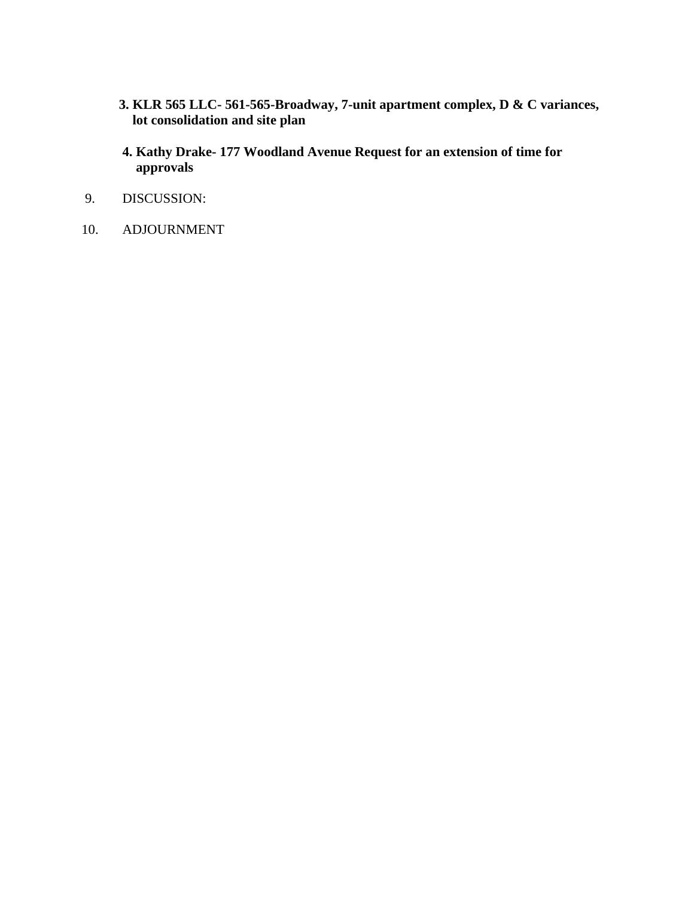3. **KLR 565 LLC- 561-565-Broadway, 7-unit apartment complex, D & C variances, lot consolidation and site plan**

4. **Kathy Drake- 177 Woodland Avenue Request for an extension of time for approvals**

9. DISCUSSION:

10. ADJOURNMENT